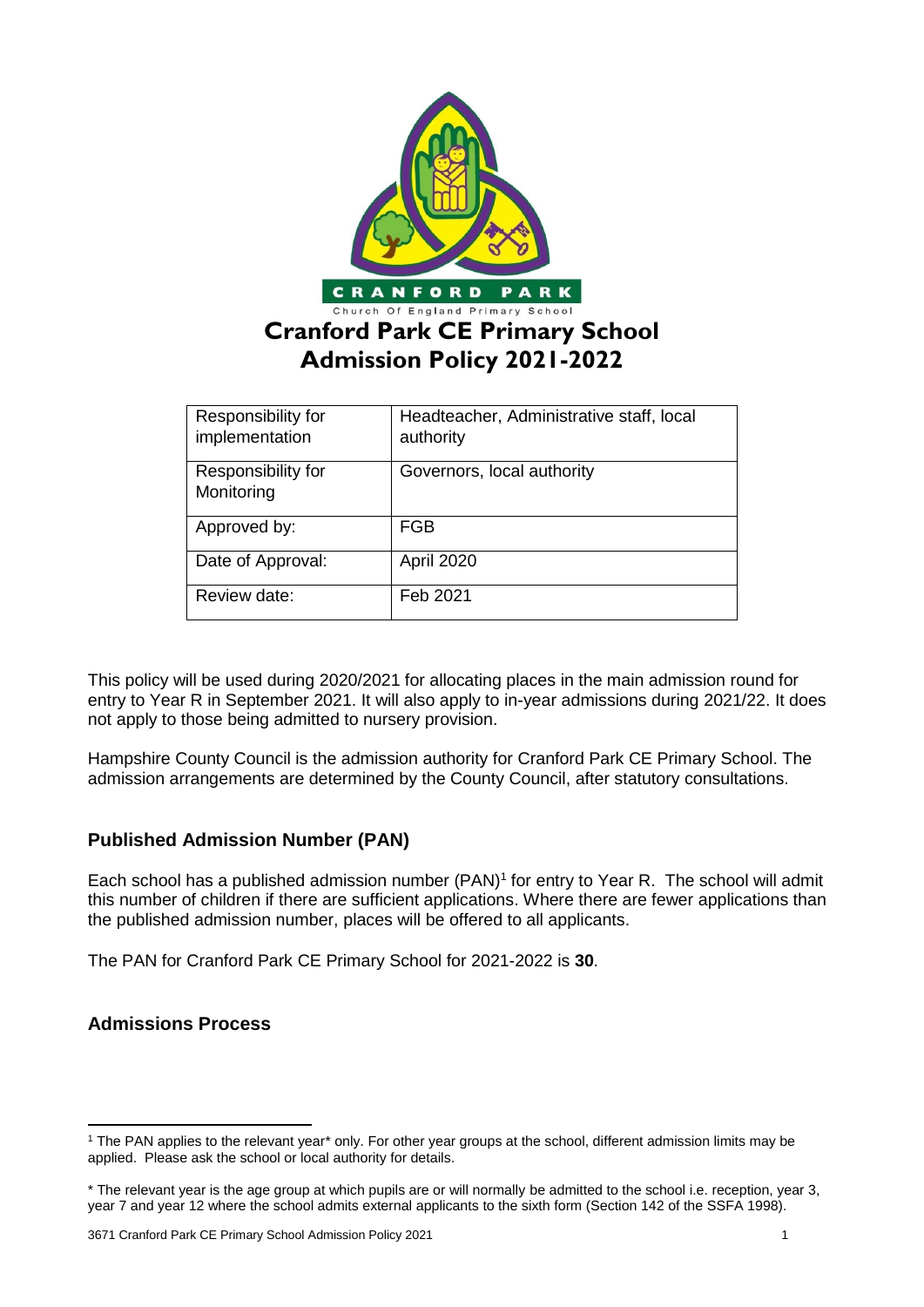# Cranford Park CE Primary School Admission Policy 2021-2022

| Responsibility for implementation | Headteacher, Administrative staff, local authority |
| --- | --- |
| Responsibility for Monitoring | Governors, local authority |
| Approved by: | FGB |
| Date of Approval: | April 2020 |
| Review date: | Feb 2021 |

This policy will be used during 2020/2021 for allocating places in the main admission round for entry to Year R in September 2021. It will also apply to in-year admissions during 2021/22. It does not apply to those being admitted to nursery provision.

Hampshire County Council is the admission authority for Cranford Park CE Primary School. The admission arrangements are determined by the County Council, after statutory consultations.

## Published Admission Number (PAN)

Each school has a published admission number (PAN)[1] for entry to Year R. The school will admit this number of children if there are sufficient applications. Where there are fewer applications than the published admission number, places will be offered to all applicants.

The PAN for Cranford Park CE Primary School for 2021-2022 is **30**.

## Admissions Process

[1] The PAN applies to the relevant year* only. For other year groups at the school, different admission limits may be applied. Please ask the school or local authority for details.

* The relevant year is the age group at which pupils are or will normally be admitted to the school i.e. reception, year 3, year 7 and year 12 where the school admits external applicants to the sixth form (Section 142 of the SSFA 1998).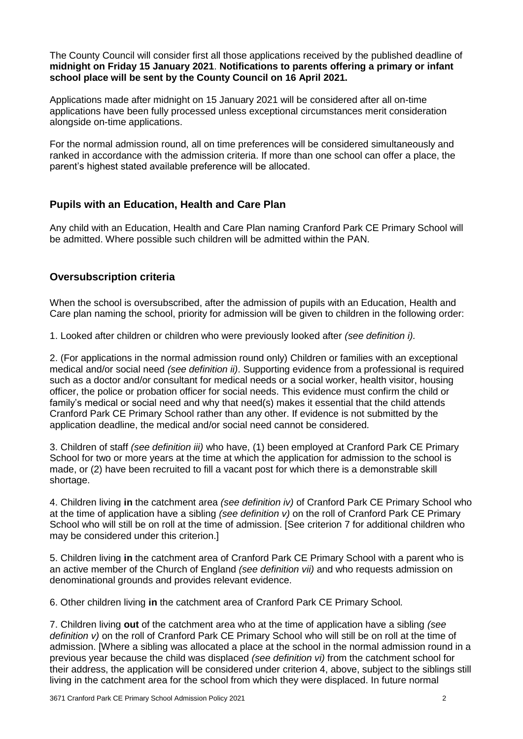The County Council will consider first all those applications received by the published deadline of **midnight on Friday 15 January 2021**. **Notifications to parents offering a primary or infant school place will be sent by the County Council on 16 April 2021.**

Applications made after midnight on 15 January 2021 will be considered after all on-time applications have been fully processed unless exceptional circumstances merit consideration alongside on-time applications.

For the normal admission round, all on time preferences will be considered simultaneously and ranked in accordance with the admission criteria. If more than one school can offer a place, the parent's highest stated available preference will be allocated.

## Pupils with an Education, Health and Care Plan

Any child with an Education, Health and Care Plan naming Cranford Park CE Primary School will be admitted. Where possible such children will be admitted within the PAN.

## Oversubscription criteria

When the school is oversubscribed, after the admission of pupils with an Education, Health and Care plan naming the school, priority for admission will be given to children in the following order:

1. Looked after children or children who were previously looked after *(see definition i).*

2. (For applications in the normal admission round only) Children or families with an exceptional medical and/or social need *(see definition ii)*. Supporting evidence from a professional is required such as a doctor and/or consultant for medical needs or a social worker, health visitor, housing officer, the police or probation officer for social needs. This evidence must confirm the child or family's medical or social need and why that need(s) makes it essential that the child attends Cranford Park CE Primary School rather than any other. If evidence is not submitted by the application deadline, the medical and/or social need cannot be considered.

3. Children of staff *(see definition iii)* who have, (1) been employed at Cranford Park CE Primary School for two or more years at the time at which the application for admission to the school is made, or (2) have been recruited to fill a vacant post for which there is a demonstrable skill shortage.

4. Children living **in** the catchment area *(see definition iv)* of Cranford Park CE Primary School who at the time of application have a sibling *(see definition v)* on the roll of Cranford Park CE Primary School who will still be on roll at the time of admission. [See criterion 7 for additional children who may be considered under this criterion.]

5. Children living **in** the catchment area of Cranford Park CE Primary School with a parent who is an active member of the Church of England *(see definition vii)* and who requests admission on denominational grounds and provides relevant evidence.

6. Other children living **in** the catchment area of Cranford Park CE Primary School.

7. Children living **out** of the catchment area who at the time of application have a sibling *(see definition v)* on the roll of Cranford Park CE Primary School who will still be on roll at the time of admission. [Where a sibling was allocated a place at the school in the normal admission round in a previous year because the child was displaced *(see definition vi)* from the catchment school for their address, the application will be considered under criterion 4, above, subject to the siblings still living in the catchment area for the school from which they were displaced. In future normal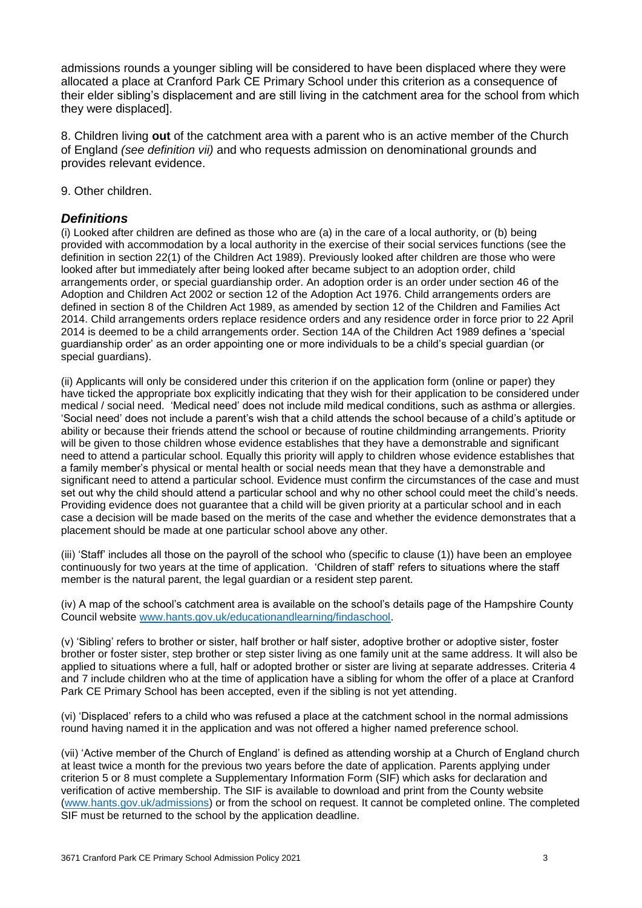admissions rounds a younger sibling will be considered to have been displaced where they were allocated a place at Cranford Park CE Primary School under this criterion as a consequence of their elder sibling's displacement and are still living in the catchment area for the school from which they were displaced].

8. Children living **out** of the catchment area with a parent who is an active member of the Church of England *(see definition vii)* and who requests admission on denominational grounds and provides relevant evidence.

9. Other children.

## *Definitions*

(i) Looked after children are defined as those who are (a) in the care of a local authority, or (b) being provided with accommodation by a local authority in the exercise of their social services functions (see the definition in section 22(1) of the Children Act 1989). Previously looked after children are those who were looked after but immediately after being looked after became subject to an adoption order, child arrangements order, or special guardianship order. An adoption order is an order under section 46 of the Adoption and Children Act 2002 or section 12 of the Adoption Act 1976. Child arrangements orders are defined in section 8 of the Children Act 1989, as amended by section 12 of the Children and Families Act 2014. Child arrangements orders replace residence orders and any residence order in force prior to 22 April 2014 is deemed to be a child arrangements order. Section 14A of the Children Act 1989 defines a 'special guardianship order' as an order appointing one or more individuals to be a child's special guardian (or special guardians).

(ii) Applicants will only be considered under this criterion if on the application form (online or paper) they have ticked the appropriate box explicitly indicating that they wish for their application to be considered under medical / social need. 'Medical need' does not include mild medical conditions, such as asthma or allergies. 'Social need' does not include a parent's wish that a child attends the school because of a child's aptitude or ability or because their friends attend the school or because of routine childminding arrangements. Priority will be given to those children whose evidence establishes that they have a demonstrable and significant need to attend a particular school. Equally this priority will apply to children whose evidence establishes that a family member's physical or mental health or social needs mean that they have a demonstrable and significant need to attend a particular school. Evidence must confirm the circumstances of the case and must set out why the child should attend a particular school and why no other school could meet the child's needs. Providing evidence does not guarantee that a child will be given priority at a particular school and in each case a decision will be made based on the merits of the case and whether the evidence demonstrates that a placement should be made at one particular school above any other.

(iii) 'Staff' includes all those on the payroll of the school who (specific to clause (1)) have been an employee continuously for two years at the time of application. 'Children of staff' refers to situations where the staff member is the natural parent, the legal guardian or a resident step parent.

(iv) A map of the school's catchment area is available on the school's details page of the Hampshire County Council website [www.hants.gov.uk/educationandlearning/findaschool](www.hants.gov.uk/educationandlearning/findaschool).

(v) 'Sibling' refers to brother or sister, half brother or half sister, adoptive brother or adoptive sister, foster brother or foster sister, step brother or step sister living as one family unit at the same address. It will also be applied to situations where a full, half or adopted brother or sister are living at separate addresses. Criteria 4 and 7 include children who at the time of application have a sibling for whom the offer of a place at Cranford Park CE Primary School has been accepted, even if the sibling is not yet attending.

(vi) 'Displaced' refers to a child who was refused a place at the catchment school in the normal admissions round having named it in the application and was not offered a higher named preference school.

(vii) 'Active member of the Church of England' is defined as attending worship at a Church of England church at least twice a month for the previous two years before the date of application. Parents applying under criterion 5 or 8 must complete a Supplementary Information Form (SIF) which asks for declaration and verification of active membership. The SIF is available to download and print from the County website ([www.hants.gov.uk/admissions](www.hants.gov.uk/admissions)) or from the school on request. It cannot be completed online. The completed SIF must be returned to the school by the application deadline.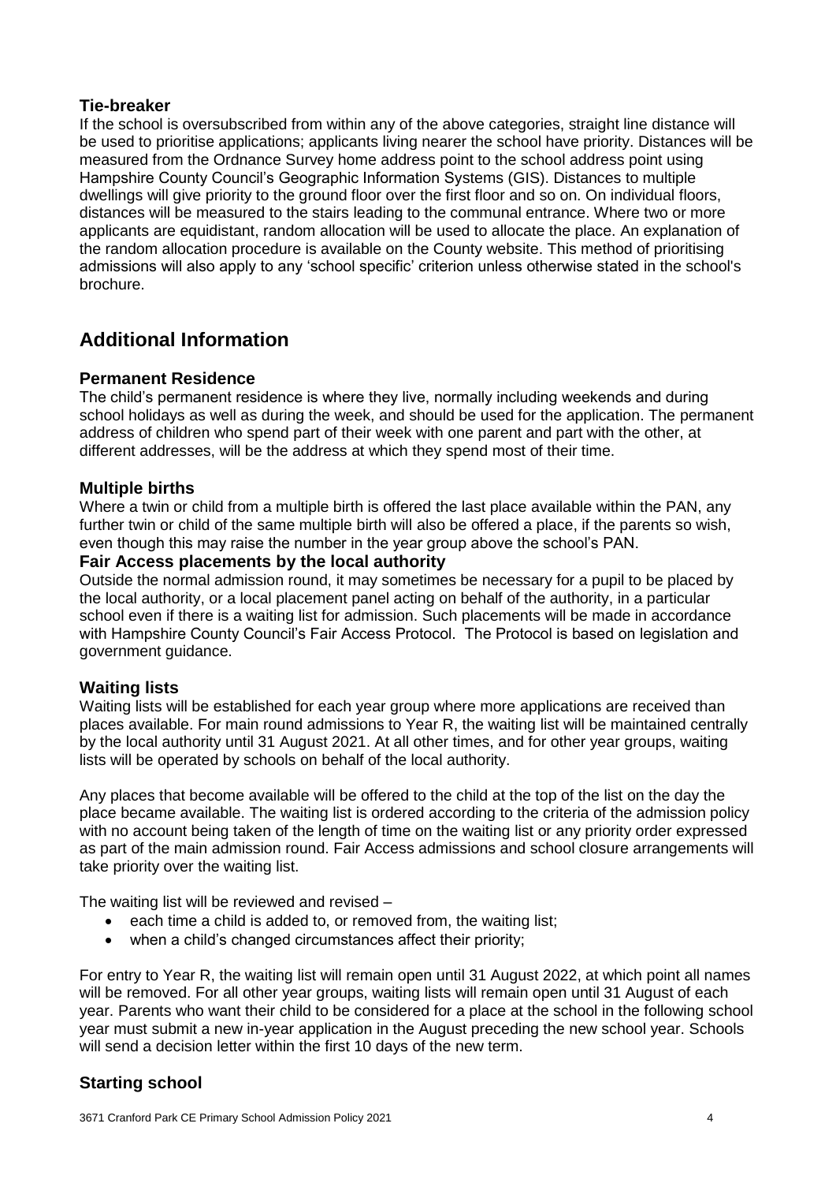### Tie-breaker

If the school is oversubscribed from within any of the above categories, straight line distance will be used to prioritise applications; applicants living nearer the school have priority. Distances will be measured from the Ordnance Survey home address point to the school address point using Hampshire County Council's Geographic Information Systems (GIS). Distances to multiple dwellings will give priority to the ground floor over the first floor and so on. On individual floors, distances will be measured to the stairs leading to the communal entrance. Where two or more applicants are equidistant, random allocation will be used to allocate the place. An explanation of the random allocation procedure is available on the County website. This method of prioritising admissions will also apply to any 'school specific' criterion unless otherwise stated in the school's brochure.

## Additional Information

### Permanent Residence

The child's permanent residence is where they live, normally including weekends and during school holidays as well as during the week, and should be used for the application. The permanent address of children who spend part of their week with one parent and part with the other, at different addresses, will be the address at which they spend most of their time.

### Multiple births

Where a twin or child from a multiple birth is offered the last place available within the PAN, any further twin or child of the same multiple birth will also be offered a place, if the parents so wish, even though this may raise the number in the year group above the school's PAN.

### Fair Access placements by the local authority

Outside the normal admission round, it may sometimes be necessary for a pupil to be placed by the local authority, or a local placement panel acting on behalf of the authority, in a particular school even if there is a waiting list for admission. Such placements will be made in accordance with Hampshire County Council's Fair Access Protocol. The Protocol is based on legislation and government guidance.

### Waiting lists

Waiting lists will be established for each year group where more applications are received than places available. For main round admissions to Year R, the waiting list will be maintained centrally by the local authority until 31 August 2021. At all other times, and for other year groups, waiting lists will be operated by schools on behalf of the local authority.

Any places that become available will be offered to the child at the top of the list on the day the place became available. The waiting list is ordered according to the criteria of the admission policy with no account being taken of the length of time on the waiting list or any priority order expressed as part of the main admission round. Fair Access admissions and school closure arrangements will take priority over the waiting list.

The waiting list will be reviewed and revised –

- each time a child is added to, or removed from, the waiting list;
- when a child's changed circumstances affect their priority;

For entry to Year R, the waiting list will remain open until 31 August 2022, at which point all names will be removed. For all other year groups, waiting lists will remain open until 31 August of each year. Parents who want their child to be considered for a place at the school in the following school year must submit a new in-year application in the August preceding the new school year. Schools will send a decision letter within the first 10 days of the new term.

### Starting school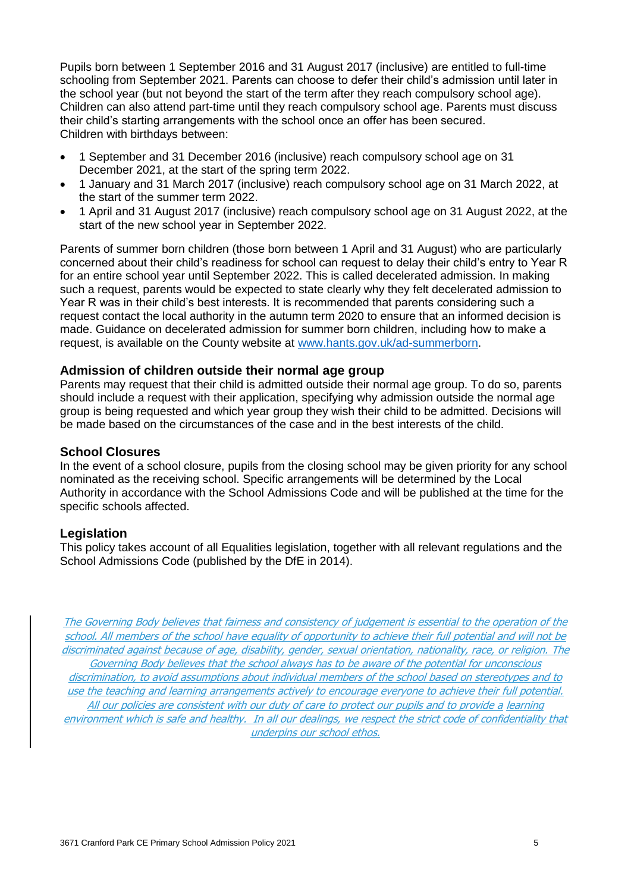Pupils born between 1 September 2016 and 31 August 2017 (inclusive) are entitled to full-time schooling from September 2021. Parents can choose to defer their child's admission until later in the school year (but not beyond the start of the term after they reach compulsory school age). Children can also attend part-time until they reach compulsory school age. Parents must discuss their child's starting arrangements with the school once an offer has been secured.
Children with birthdays between:

- 1 September and 31 December 2016 (inclusive) reach compulsory school age on 31 December 2021, at the start of the spring term 2022.
- 1 January and 31 March 2017 (inclusive) reach compulsory school age on 31 March 2022, at the start of the summer term 2022.
- 1 April and 31 August 2017 (inclusive) reach compulsory school age on 31 August 2022, at the start of the new school year in September 2022.

Parents of summer born children (those born between 1 April and 31 August) who are particularly concerned about their child's readiness for school can request to delay their child's entry to Year R for an entire school year until September 2022. This is called decelerated admission. In making such a request, parents would be expected to state clearly why they felt decelerated admission to Year R was in their child's best interests. It is recommended that parents considering such a request contact the local authority in the autumn term 2020 to ensure that an informed decision is made. Guidance on decelerated admission for summer born children, including how to make a request, is available on the County website at www.hants.gov.uk/ad-summerborn.

### Admission of children outside their normal age group

Parents may request that their child is admitted outside their normal age group. To do so, parents should include a request with their application, specifying why admission outside the normal age group is being requested and which year group they wish their child to be admitted. Decisions will be made based on the circumstances of the case and in the best interests of the child.

### School Closures

In the event of a school closure, pupils from the closing school may be given priority for any school nominated as the receiving school. Specific arrangements will be determined by the Local Authority in accordance with the School Admissions Code and will be published at the time for the specific schools affected.

### Legislation

This policy takes account of all Equalities legislation, together with all relevant regulations and the School Admissions Code (published by the DfE in 2014).

*The Governing Body believes that fairness and consistency of judgement is essential to the operation of the school. All members of the school have equality of opportunity to achieve their full potential and will not be discriminated against because of age, disability, gender, sexual orientation, nationality, race, or religion. The Governing Body believes that the school always has to be aware of the potential for unconscious discrimination, to avoid assumptions about individual members of the school based on stereotypes and to use the teaching and learning arrangements actively to encourage everyone to achieve their full potential. All our policies are consistent with our duty of care to protect our pupils and to provide a learning environment which is safe and healthy. In all our dealings, we respect the strict code of confidentiality that underpins our school ethos.*